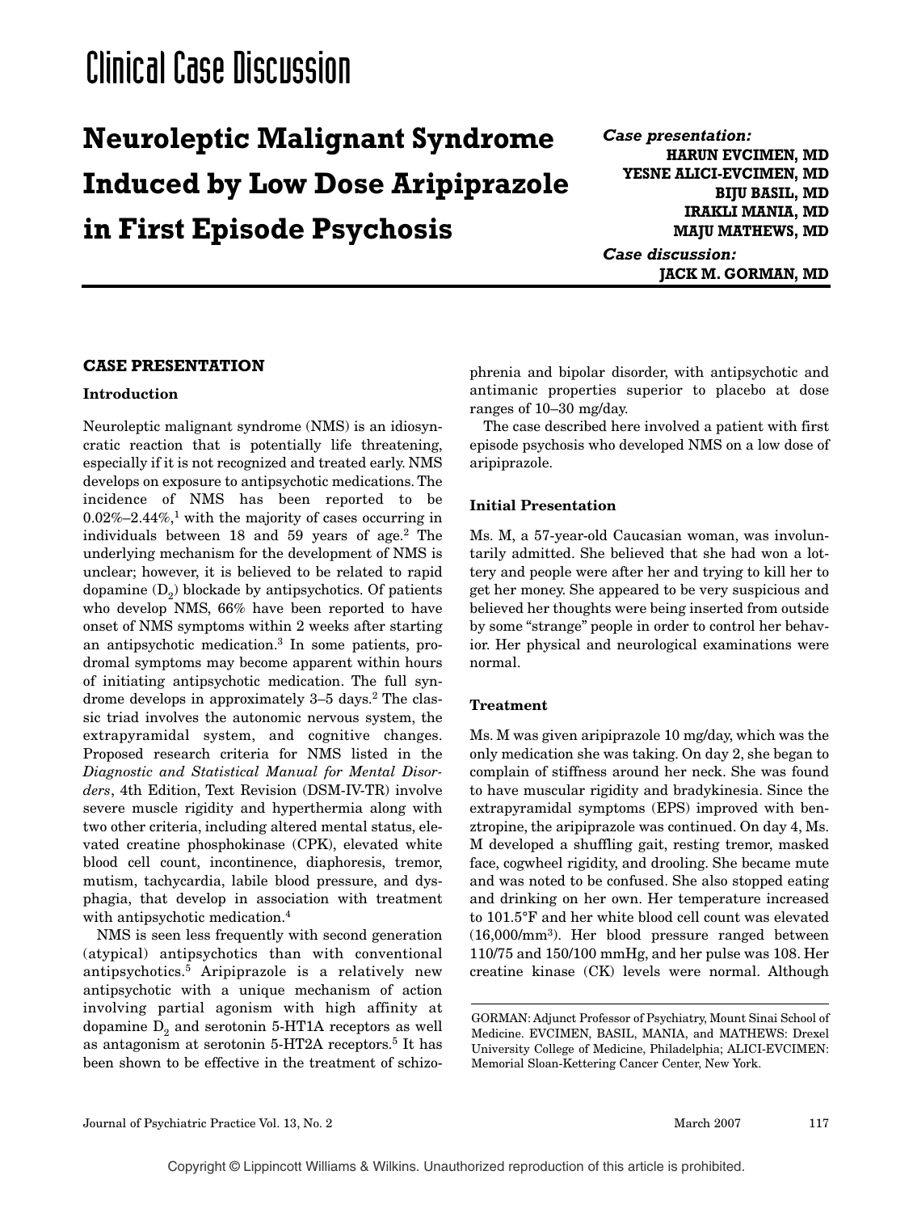# Clinical Case Discussion

## Neuroleptic Malignant Syndrome Induced by Low Dose Aripiprazole in First Episode Psychosis

*Case presentation:*
**HARUN EVCIMEN, MD**
**YESNE ALICI-EVCIMEN, MD**
**BIJU BASIL, MD**
**IRAKLI MANIA, MD**
**MAJU MATHEWS, MD**

*Case discussion:*
**JACK M. GORMAN, MD**

### CASE PRESENTATION

#### Introduction

Neuroleptic malignant syndrome (NMS) is an idiosyncratic reaction that is potentially life threatening, especially if it is not recognized and treated early. NMS develops on exposure to antipsychotic medications. The incidence of NMS has been reported to be 0.02%–2.44%,[1] with the majority of cases occurring in individuals between 18 and 59 years of age.[2] The underlying mechanism for the development of NMS is unclear; however, it is believed to be related to rapid dopamine ($D_2$) blockade by antipsychotics. Of patients who develop NMS, 66% have been reported to have onset of NMS symptoms within 2 weeks after starting an antipsychotic medication.[3] In some patients, prodromal symptoms may become apparent within hours of initiating antipsychotic medication. The full syndrome develops in approximately 3–5 days.[2] The classic triad involves the autonomic nervous system, the extrapyramidal system, and cognitive changes. Proposed research criteria for NMS listed in the *Diagnostic and Statistical Manual for Mental Disorders*, 4th Edition, Text Revision (DSM-IV-TR) involve severe muscle rigidity and hyperthermia along with two other criteria, including altered mental status, elevated creatine phosphokinase (CPK), elevated white blood cell count, incontinence, diaphoresis, tremor, mutism, tachycardia, labile blood pressure, and dysphagia, that develop in association with treatment with antipsychotic medication.[4]

NMS is seen less frequently with second generation (atypical) antipsychotics than with conventional antipsychotics.[5] Aripiprazole is a relatively new antipsychotic with a unique mechanism of action involving partial agonism with high affinity at dopamine $D_2$ and serotonin 5-HT1A receptors as well as antagonism at serotonin 5-HT2A receptors.[5] It has been shown to be effective in the treatment of schizophrenia and bipolar disorder, with antipsychotic and antimanic properties superior to placebo at dose ranges of 10–30 mg/day.

The case described here involved a patient with first episode psychosis who developed NMS on a low dose of aripiprazole.

#### Initial Presentation

Ms. M, a 57-year-old Caucasian woman, was involuntarily admitted. She believed that she had won a lottery and people were after her and trying to kill her to get her money. She appeared to be very suspicious and believed her thoughts were being inserted from outside by some "strange" people in order to control her behavior. Her physical and neurological examinations were normal.

#### Treatment

Ms. M was given aripiprazole 10 mg/day, which was the only medication she was taking. On day 2, she began to complain of stiffness around her neck. She was found to have muscular rigidity and bradykinesia. Since the extrapyramidal symptoms (EPS) improved with benztropine, the aripiprazole was continued. On day 4, Ms. M developed a shuffling gait, resting tremor, masked face, cogwheel rigidity, and drooling. She became mute and was noted to be confused. She also stopped eating and drinking on her own. Her temperature increased to 101.5°F and her white blood cell count was elevated (16,000/mm$^3$). Her blood pressure ranged between 110/75 and 150/100 mmHg, and her pulse was 108. Her creatine kinase (CK) levels were normal. Although

GORMAN: Adjunct Professor of Psychiatry, Mount Sinai School of Medicine. EVCIMEN, BASIL, MANIA, and MATHEWS: Drexel University College of Medicine, Philadelphia; ALICI-EVCIMEN: Memorial Sloan-Kettering Cancer Center, New York.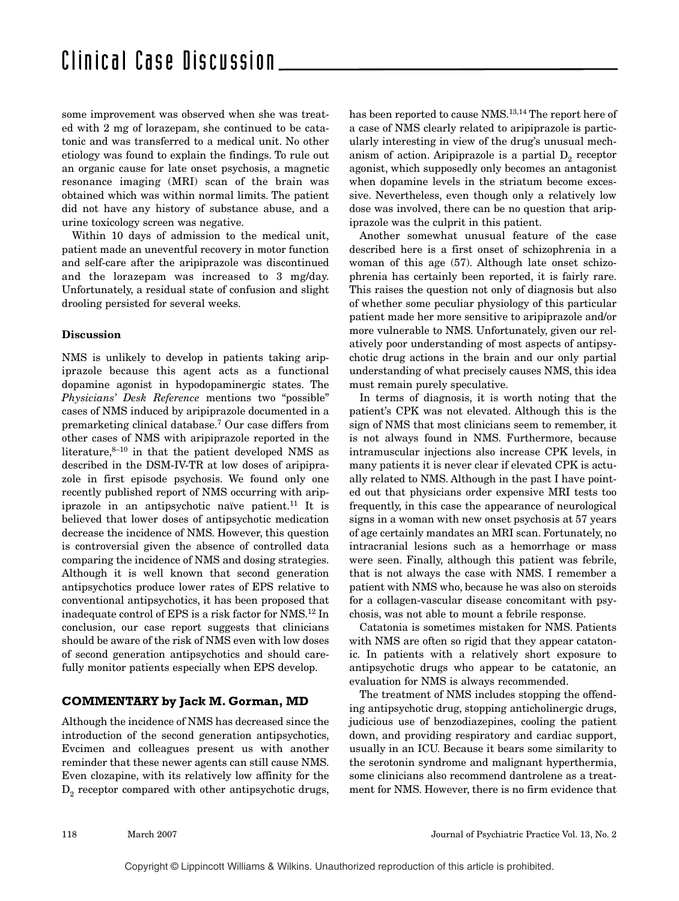some improvement was observed when she was treated with 2 mg of lorazepam, she continued to be catatonic and was transferred to a medical unit. No other etiology was found to explain the findings. To rule out an organic cause for late onset psychosis, a magnetic resonance imaging (MRI) scan of the brain was obtained which was within normal limits. The patient did not have any history of substance abuse, and a urine toxicology screen was negative.

Within 10 days of admission to the medical unit, patient made an uneventful recovery in motor function and self-care after the aripiprazole was discontinued and the lorazepam was increased to 3 mg/day. Unfortunately, a residual state of confusion and slight drooling persisted for several weeks.

**Discussion**

NMS is unlikely to develop in patients taking aripiprazole because this agent acts as a functional dopamine agonist in hypodopaminergic states. The *Physicians' Desk Reference* mentions two "possible" cases of NMS induced by aripiprazole documented in a premarketing clinical database.[7] Our case differs from other cases of NMS with aripiprazole reported in the literature,[8–10] in that the patient developed NMS as described in the DSM-IV-TR at low doses of aripiprazole in first episode psychosis. We found only one recently published report of NMS occurring with aripiprazole in an antipsychotic naïve patient.[11] It is believed that lower doses of antipsychotic medication decrease the incidence of NMS. However, this question is controversial given the absence of controlled data comparing the incidence of NMS and dosing strategies. Although it is well known that second generation antipsychotics produce lower rates of EPS relative to conventional antipsychotics, it has been proposed that inadequate control of EPS is a risk factor for NMS.[12] In conclusion, our case report suggests that clinicians should be aware of the risk of NMS even with low doses of second generation antipsychotics and should carefully monitor patients especially when EPS develop.

## COMMENTARY by Jack M. Gorman, MD

Although the incidence of NMS has decreased since the introduction of the second generation antipsychotics, Evcimen and colleagues present us with another reminder that these newer agents can still cause NMS. Even clozapine, with its relatively low affinity for the $D_2$ receptor compared with other antipsychotic drugs, has been reported to cause NMS.[13,14] The report here of a case of NMS clearly related to aripiprazole is particularly interesting in view of the drug's unusual mechanism of action. Aripiprazole is a partial $D_2$ receptor agonist, which supposedly only becomes an antagonist when dopamine levels in the striatum become excessive. Nevertheless, even though only a relatively low dose was involved, there can be no question that aripiprazole was the culprit in this patient.

Another somewhat unusual feature of the case described here is a first onset of schizophrenia in a woman of this age (57). Although late onset schizophrenia has certainly been reported, it is fairly rare. This raises the question not only of diagnosis but also of whether some peculiar physiology of this particular patient made her more sensitive to aripiprazole and/or more vulnerable to NMS. Unfortunately, given our relatively poor understanding of most aspects of antipsychotic drug actions in the brain and our only partial understanding of what precisely causes NMS, this idea must remain purely speculative.

In terms of diagnosis, it is worth noting that the patient's CPK was not elevated. Although this is the sign of NMS that most clinicians seem to remember, it is not always found in NMS. Furthermore, because intramuscular injections also increase CPK levels, in many patients it is never clear if elevated CPK is actually related to NMS. Although in the past I have pointed out that physicians order expensive MRI tests too frequently, in this case the appearance of neurological signs in a woman with new onset psychosis at 57 years of age certainly mandates an MRI scan. Fortunately, no intracranial lesions such as a hemorrhage or mass were seen. Finally, although this patient was febrile, that is not always the case with NMS. I remember a patient with NMS who, because he was also on steroids for a collagen-vascular disease concomitant with psychosis, was not able to mount a febrile response.

Catatonia is sometimes mistaken for NMS. Patients with NMS are often so rigid that they appear catatonic. In patients with a relatively short exposure to antipsychotic drugs who appear to be catatonic, an evaluation for NMS is always recommended.

The treatment of NMS includes stopping the offending antipsychotic drug, stopping anticholinergic drugs, judicious use of benzodiazepines, cooling the patient down, and providing respiratory and cardiac support, usually in an ICU. Because it bears some similarity to the serotonin syndrome and malignant hyperthermia, some clinicians also recommend dantrolene as a treatment for NMS. However, there is no firm evidence that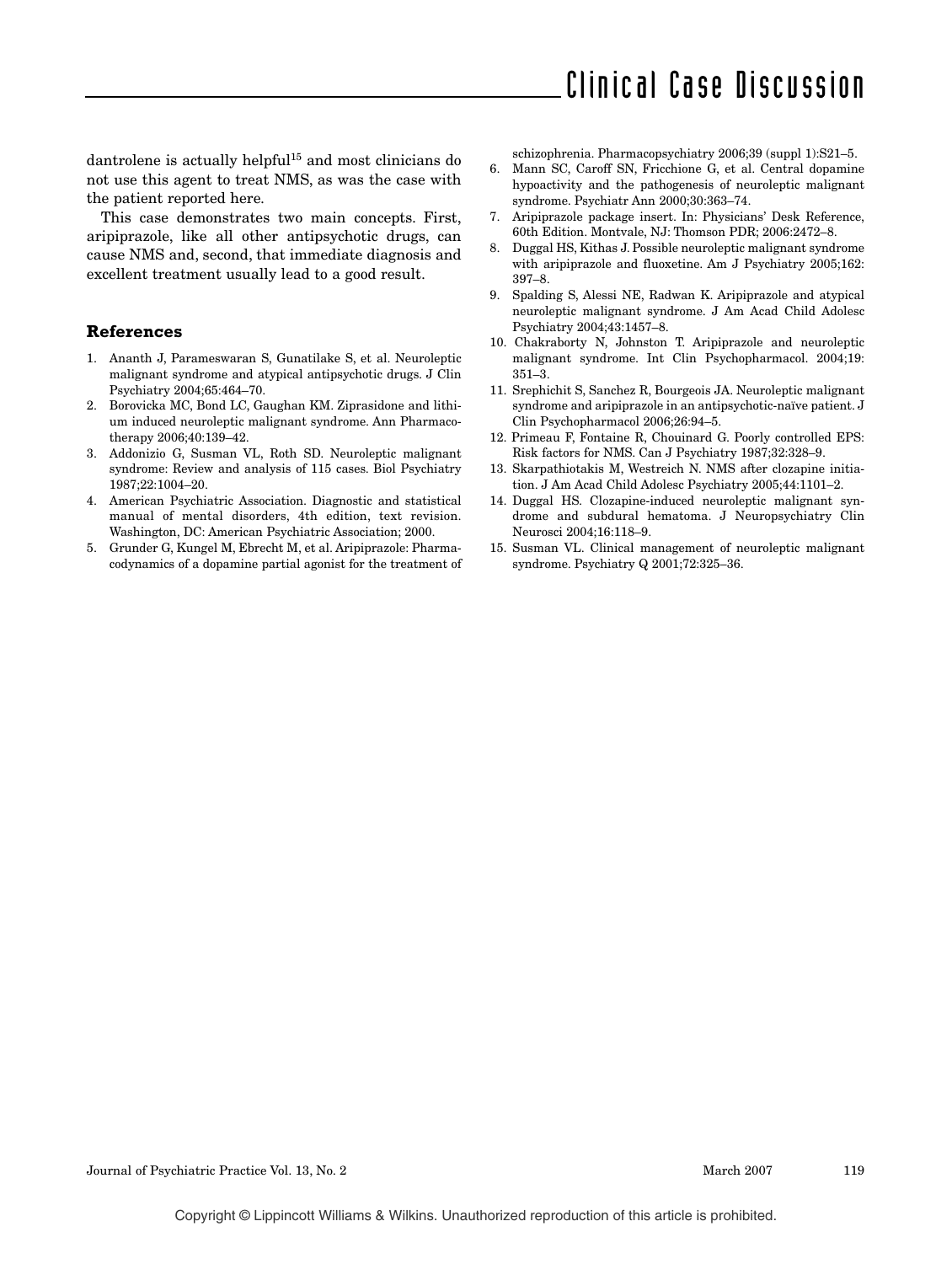dantrolene is actually helpful[15] and most clinicians do not use this agent to treat NMS, as was the case with the patient reported here.

This case demonstrates two main concepts. First, aripiprazole, like all other antipsychotic drugs, can cause NMS and, second, that immediate diagnosis and excellent treatment usually lead to a good result.

## References

1. Ananth J, Parameswaran S, Gunatilake S, et al. Neuroleptic malignant syndrome and atypical antipsychotic drugs. J Clin Psychiatry 2004;65:464–70.
2. Borovicka MC, Bond LC, Gaughan KM. Ziprasidone and lithium induced neuroleptic malignant syndrome. Ann Pharmacotherapy 2006;40:139–42.
3. Addonizio G, Susman VL, Roth SD. Neuroleptic malignant syndrome: Review and analysis of 115 cases. Biol Psychiatry 1987;22:1004–20.
4. American Psychiatric Association. Diagnostic and statistical manual of mental disorders, 4th edition, text revision. Washington, DC: American Psychiatric Association; 2000.
5. Grunder G, Kungel M, Ebrecht M, et al. Aripiprazole: Pharmacodynamics of a dopamine partial agonist for the treatment of schizophrenia. Pharmacopsychiatry 2006;39 (suppl 1):S21–5.
6. Mann SC, Caroff SN, Fricchione G, et al. Central dopamine hypoactivity and the pathogenesis of neuroleptic malignant syndrome. Psychiatr Ann 2000;30:363–74.
7. Aripiprazole package insert. In: Physicians' Desk Reference, 60th Edition. Montvale, NJ: Thomson PDR; 2006:2472–8.
8. Duggal HS, Kithas J. Possible neuroleptic malignant syndrome with aripiprazole and fluoxetine. Am J Psychiatry 2005;162: 397–8.
9. Spalding S, Alessi NE, Radwan K. Aripiprazole and atypical neuroleptic malignant syndrome. J Am Acad Child Adolesc Psychiatry 2004;43:1457–8.
10. Chakraborty N, Johnston T. Aripiprazole and neuroleptic malignant syndrome. Int Clin Psychopharmacol. 2004;19: 351–3.
11. Srephichit S, Sanchez R, Bourgeois JA. Neuroleptic malignant syndrome and aripiprazole in an antipsychotic-naïve patient. J Clin Psychopharmacol 2006;26:94–5.
12. Primeau F, Fontaine R, Chouinard G. Poorly controlled EPS: Risk factors for NMS. Can J Psychiatry 1987;32:328–9.
13. Skarpathiotakis M, Westreich N. NMS after clozapine initiation. J Am Acad Child Adolesc Psychiatry 2005;44:1101–2.
14. Duggal HS. Clozapine-induced neuroleptic malignant syndrome and subdural hematoma. J Neuropsychiatry Clin Neurosci 2004;16:118–9.
15. Susman VL. Clinical management of neuroleptic malignant syndrome. Psychiatry Q 2001;72:325–36.

Copyright © Lippincott Williams & Wilkins. Unauthorized reproduction of this article is prohibited.